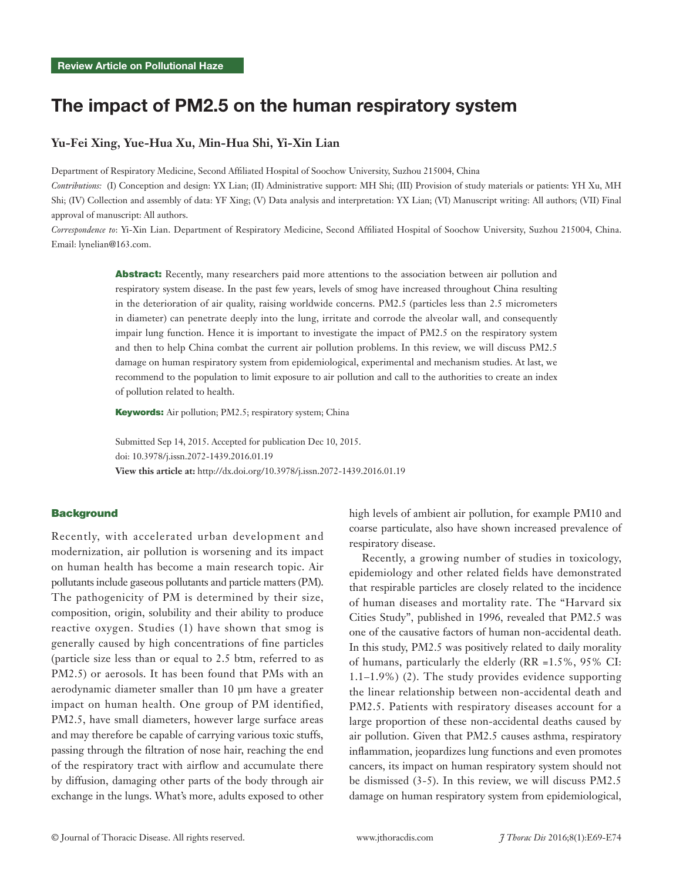Review Article on Pollutional Haze

# The impact of PM2.5 on the human respiratory system

**Yu-Fei Xing, Yue-Hua Xu, Min-Hua Shi, Yi-Xin Lian**

Department of Respiratory Medicine, Second Affiliated Hospital of Soochow University, Suzhou 215004, China

*Contributions:* (I) Conception and design: YX Lian; (II) Administrative support: MH Shi; (III) Provision of study materials or patients: YH Xu, MH Shi; (IV) Collection and assembly of data: YF Xing; (V) Data analysis and interpretation: YX Lian; (VI) Manuscript writing: All authors; (VII) Final approval of manuscript: All authors.

*Correspondence to*: Yi-Xin Lian. Department of Respiratory Medicine, Second Affiliated Hospital of Soochow University, Suzhou 215004, China. Email: lynelian@163.com.

**Abstract:** Recently, many researchers paid more attentions to the association between air pollution and respiratory system disease. In the past few years, levels of smog have increased throughout China resulting in the deterioration of air quality, raising worldwide concerns. PM2.5 (particles less than 2.5 micrometers in diameter) can penetrate deeply into the lung, irritate and corrode the alveolar wall, and consequently impair lung function. Hence it is important to investigate the impact of PM2.5 on the respiratory system and then to help China combat the current air pollution problems. In this review, we will discuss PM2.5 damage on human respiratory system from epidemiological, experimental and mechanism studies. At last, we recommend to the population to limit exposure to air pollution and call to the authorities to create an index of pollution related to health.

**Keywords:** Air pollution; PM2.5; respiratory system; China

Submitted Sep 14, 2015. Accepted for publication Dec 10, 2015.
doi: 10.3978/j.issn.2072-1439.2016.01.19
**View this article at:** http://dx.doi.org/10.3978/j.issn.2072-1439.2016.01.19

## Background

Recently, with accelerated urban development and modernization, air pollution is worsening and its impact on human health has become a main research topic. Air pollutants include gaseous pollutants and particle matters (PM). The pathogenicity of PM is determined by their size, composition, origin, solubility and their ability to produce reactive oxygen. Studies (1) have shown that smog is generally caused by high concentrations of fine particles (particle size less than or equal to 2.5 btm, referred to as PM2.5) or aerosols. It has been found that PMs with an aerodynamic diameter smaller than 10 μm have a greater impact on human health. One group of PM identified, PM2.5, have small diameters, however large surface areas and may therefore be capable of carrying various toxic stuffs, passing through the filtration of nose hair, reaching the end of the respiratory tract with airflow and accumulate there by diffusion, damaging other parts of the body through air exchange in the lungs. What's more, adults exposed to other high levels of ambient air pollution, for example PM10 and coarse particulate, also have shown increased prevalence of respiratory disease.

Recently, a growing number of studies in toxicology, epidemiology and other related fields have demonstrated that respirable particles are closely related to the incidence of human diseases and mortality rate. The "Harvard six Cities Study", published in 1996, revealed that PM2.5 was one of the causative factors of human non-accidental death. In this study, PM2.5 was positively related to daily morality of humans, particularly the elderly (RR =1.5%, 95% CI: 1.1–1.9%) (2). The study provides evidence supporting the linear relationship between non-accidental death and PM2.5. Patients with respiratory diseases account for a large proportion of these non-accidental deaths caused by air pollution. Given that PM2.5 causes asthma, respiratory inflammation, jeopardizes lung functions and even promotes cancers, its impact on human respiratory system should not be dismissed (3-5). In this review, we will discuss PM2.5 damage on human respiratory system from epidemiological,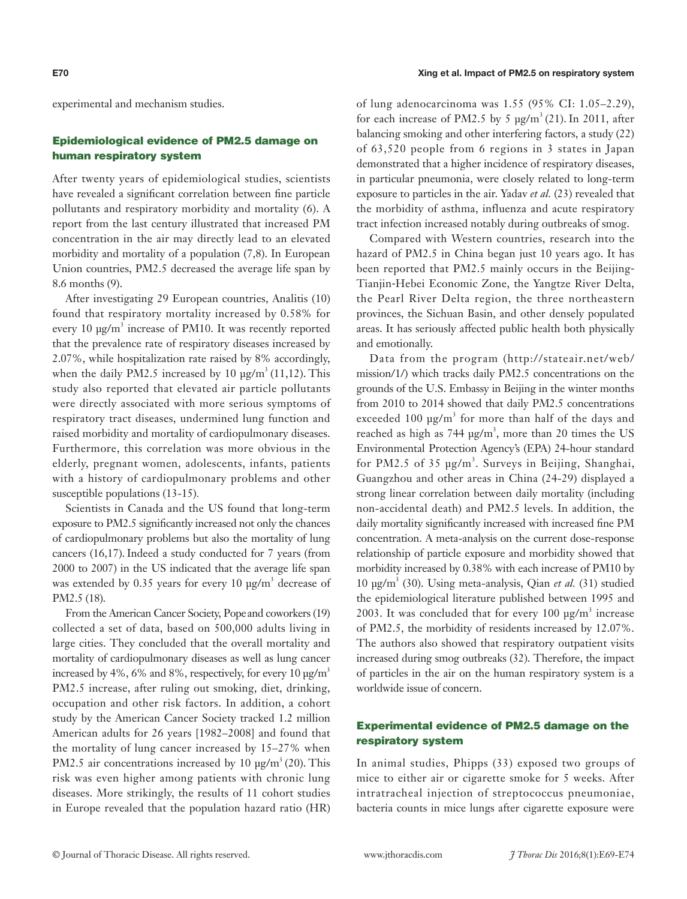experimental and mechanism studies.

## Epidemiological evidence of PM2.5 damage on human respiratory system

After twenty years of epidemiological studies, scientists have revealed a significant correlation between fine particle pollutants and respiratory morbidity and mortality (6). A report from the last century illustrated that increased PM concentration in the air may directly lead to an elevated morbidity and mortality of a population (7,8). In European Union countries, PM2.5 decreased the average life span by 8.6 months (9).

After investigating 29 European countries, Analitis (10) found that respiratory mortality increased by 0.58% for every 10 μg/m$^3$ increase of PM10. It was recently reported that the prevalence rate of respiratory diseases increased by 2.07%, while hospitalization rate raised by 8% accordingly, when the daily PM2.5 increased by 10 μg/m$^3$ (11,12). This study also reported that elevated air particle pollutants were directly associated with more serious symptoms of respiratory tract diseases, undermined lung function and raised morbidity and mortality of cardiopulmonary diseases. Furthermore, this correlation was more obvious in the elderly, pregnant women, adolescents, infants, patients with a history of cardiopulmonary problems and other susceptible populations (13-15).

Scientists in Canada and the US found that long-term exposure to PM2.5 significantly increased not only the chances of cardiopulmonary problems but also the mortality of lung cancers (16,17). Indeed a study conducted for 7 years (from 2000 to 2007) in the US indicated that the average life span was extended by 0.35 years for every 10 μg/m$^3$ decrease of PM2.5 (18).

From the American Cancer Society, Pope and coworkers (19) collected a set of data, based on 500,000 adults living in large cities. They concluded that the overall mortality and mortality of cardiopulmonary diseases as well as lung cancer increased by 4%, 6% and 8%, respectively, for every 10 μg/m$^3$ PM2.5 increase, after ruling out smoking, diet, drinking, occupation and other risk factors. In addition, a cohort study by the American Cancer Society tracked 1.2 million American adults for 26 years [1982–2008] and found that the mortality of lung cancer increased by 15–27% when PM2.5 air concentrations increased by 10 μg/m$^3$ (20). This risk was even higher among patients with chronic lung diseases. More strikingly, the results of 11 cohort studies in Europe revealed that the population hazard ratio (HR) of lung adenocarcinoma was 1.55 (95% CI: 1.05–2.29), for each increase of PM2.5 by 5 μg/m$^3$ (21). In 2011, after balancing smoking and other interfering factors, a study (22) of 63,520 people from 6 regions in 3 states in Japan demonstrated that a higher incidence of respiratory diseases, in particular pneumonia, were closely related to long-term exposure to particles in the air. Yadav *et al.* (23) revealed that the morbidity of asthma, influenza and acute respiratory tract infection increased notably during outbreaks of smog.

Compared with Western countries, research into the hazard of PM2.5 in China began just 10 years ago. It has been reported that PM2.5 mainly occurs in the Beijing-Tianjin-Hebei Economic Zone, the Yangtze River Delta, the Pearl River Delta region, the three northeastern provinces, the Sichuan Basin, and other densely populated areas. It has seriously affected public health both physically and emotionally.

Data from the program (http://stateair.net/web/mission/1/) which tracks daily PM2.5 concentrations on the grounds of the U.S. Embassy in Beijing in the winter months from 2010 to 2014 showed that daily PM2.5 concentrations exceeded 100 μg/m$^3$ for more than half of the days and reached as high as 744 μg/m$^3$, more than 20 times the US Environmental Protection Agency's (EPA) 24-hour standard for PM2.5 of 35 μg/m$^3$. Surveys in Beijing, Shanghai, Guangzhou and other areas in China (24-29) displayed a strong linear correlation between daily mortality (including non-accidental death) and PM2.5 levels. In addition, the daily mortality significantly increased with increased fine PM concentration. A meta-analysis on the current dose-response relationship of particle exposure and morbidity showed that morbidity increased by 0.38% with each increase of PM10 by 10 μg/m$^3$ (30). Using meta-analysis, Qian *et al.* (31) studied the epidemiological literature published between 1995 and 2003. It was concluded that for every 100 μg/m$^3$ increase of PM2.5, the morbidity of residents increased by 12.07%. The authors also showed that respiratory outpatient visits increased during smog outbreaks (32). Therefore, the impact of particles in the air on the human respiratory system is a worldwide issue of concern.

## Experimental evidence of PM2.5 damage on the respiratory system

In animal studies, Phipps (33) exposed two groups of mice to either air or cigarette smoke for 5 weeks. After intratracheal injection of streptococcus pneumoniae, bacteria counts in mice lungs after cigarette exposure were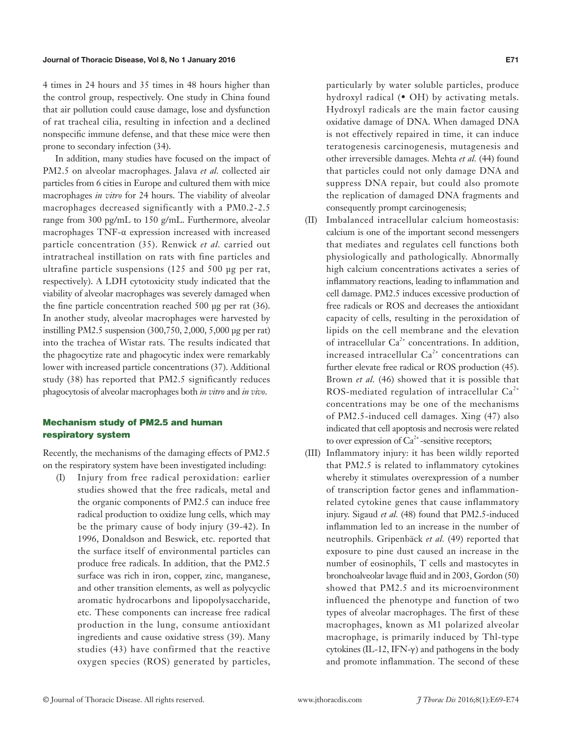4 times in 24 hours and 35 times in 48 hours higher than the control group, respectively. One study in China found that air pollution could cause damage, lose and dysfunction of rat tracheal cilia, resulting in infection and a declined nonspecific immune defense, and that these mice were then prone to secondary infection (34).

In addition, many studies have focused on the impact of PM2.5 on alveolar macrophages. Jalava *et al.* collected air particles from 6 cities in Europe and cultured them with mice macrophages *in vitro* for 24 hours. The viability of alveolar macrophages decreased significantly with a PM0.2-2.5 range from 300 pg/mL to 150 g/mL. Furthermore, alveolar macrophages TNF-α expression increased with increased particle concentration (35). Renwick *et al.* carried out intratracheal instillation on rats with fine particles and ultrafine particle suspensions (125 and 500 µg per rat, respectively). A LDH cytotoxicity study indicated that the viability of alveolar macrophages was severely damaged when the fine particle concentration reached 500 µg per rat (36). In another study, alveolar macrophages were harvested by instilling PM2.5 suspension (300,750, 2,000, 5,000 µg per rat) into the trachea of Wistar rats. The results indicated that the phagocytize rate and phagocytic index were remarkably lower with increased particle concentrations (37). Additional study (38) has reported that PM2.5 significantly reduces phagocytosis of alveolar macrophages both *in vitro* and *in vivo*.

## Mechanism study of PM2.5 and human respiratory system

Recently, the mechanisms of the damaging effects of PM2.5 on the respiratory system have been investigated including:

(I) Injury from free radical peroxidation: earlier studies showed that the free radicals, metal and the organic components of PM2.5 can induce free radical production to oxidize lung cells, which may be the primary cause of body injury (39-42). In 1996, Donaldson and Beswick, etc. reported that the surface itself of environmental particles can produce free radicals. In addition, that the PM2.5 surface was rich in iron, copper, zinc, manganese, and other transition elements, as well as polycyclic aromatic hydrocarbons and lipopolysaccharide, etc. These components can increase free radical production in the lung, consume antioxidant ingredients and cause oxidative stress (39). Many studies (43) have confirmed that the reactive oxygen species (ROS) generated by particles, particularly by water soluble particles, produce hydroxyl radical (• OH) by activating metals. Hydroxyl radicals are the main factor causing oxidative damage of DNA. When damaged DNA is not effectively repaired in time, it can induce teratogenesis carcinogenesis, mutagenesis and other irreversible damages. Mehta *et al.* (44) found that particles could not only damage DNA and suppress DNA repair, but could also promote the replication of damaged DNA fragments and consequently prompt carcinogenesis;

(II) Imbalanced intracellular calcium homeostasis: calcium is one of the important second messengers that mediates and regulates cell functions both physiologically and pathologically. Abnormally high calcium concentrations activates a series of inflammatory reactions, leading to inflammation and cell damage. PM2.5 induces excessive production of free radicals or ROS and decreases the antioxidant capacity of cells, resulting in the peroxidation of lipids on the cell membrane and the elevation of intracellular $Ca^{2+}$ concentrations. In addition, increased intracellular $Ca^{2+}$ concentrations can further elevate free radical or ROS production (45). Brown *et al.* (46) showed that it is possible that ROS-mediated regulation of intracellular $Ca^{2+}$ concentrations may be one of the mechanisms of PM2.5-induced cell damages. Xing (47) also indicated that cell apoptosis and necrosis were related to over expression of $Ca^{2+}$-sensitive receptors;

(III) Inflammatory injury: it has been wildly reported that PM2.5 is related to inflammatory cytokines whereby it stimulates overexpression of a number of transcription factor genes and inflammation-related cytokine genes that cause inflammatory injury. Sigaud *et al.* (48) found that PM2.5-induced inflammation led to an increase in the number of neutrophils. Gripenbäck *et al.* (49) reported that exposure to pine dust caused an increase in the number of eosinophils, T cells and mastocytes in bronchoalveolar lavage fluid and in 2003, Gordon (50) showed that PM2.5 and its microenvironment influenced the phenotype and function of two types of alveolar macrophages. The first of these macrophages, known as M1 polarized alveolar macrophage, is primarily induced by Thl-type cytokines (IL-12, IFN-γ) and pathogens in the body and promote inflammation. The second of these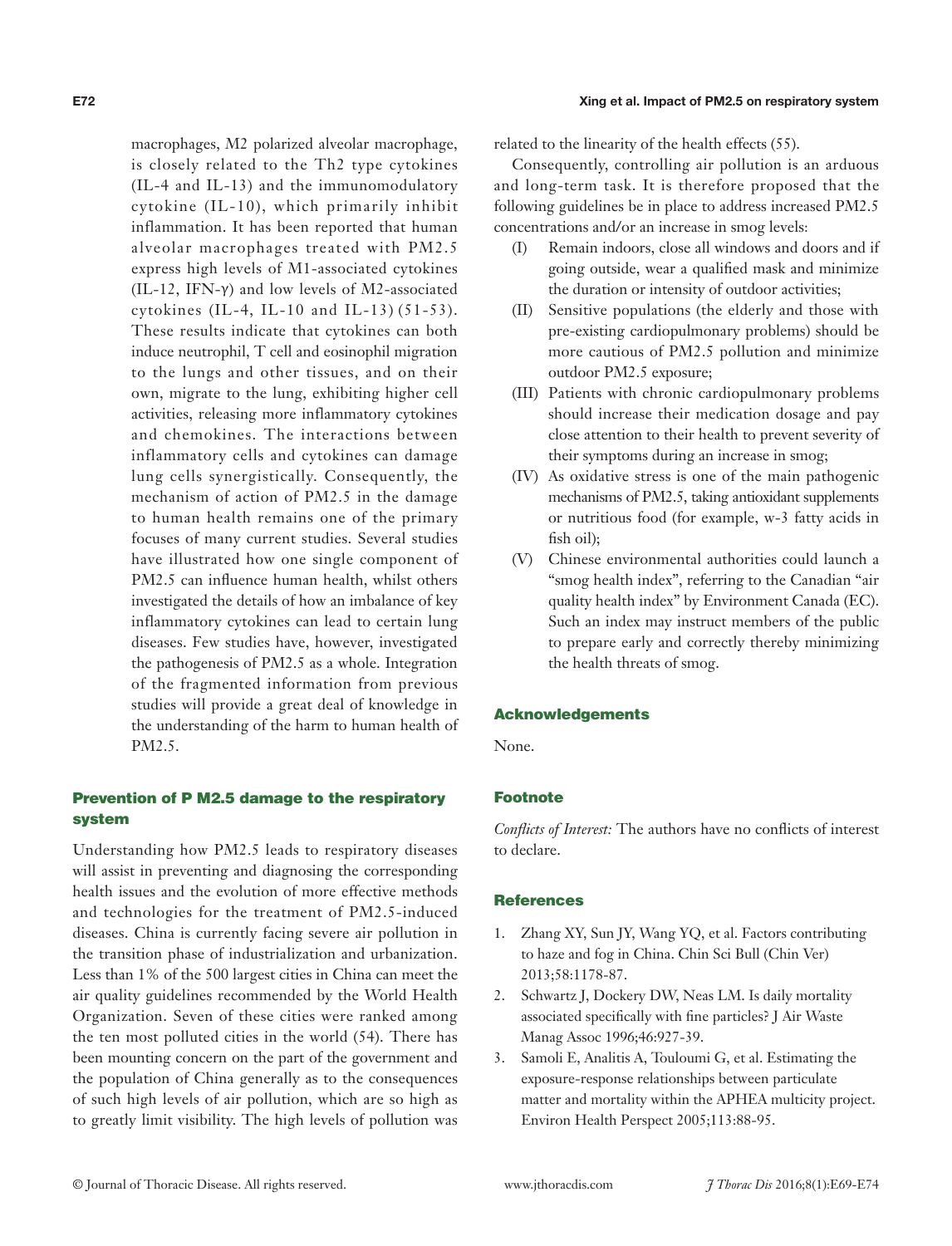macrophages, M2 polarized alveolar macrophage, is closely related to the Th2 type cytokines (IL-4 and IL-13) and the immunomodulatory cytokine (IL-10), which primarily inhibit inflammation. It has been reported that human alveolar macrophages treated with PM2.5 express high levels of M1-associated cytokines (IL-12, IFN-γ) and low levels of M2-associated cytokines (IL-4, IL-10 and IL-13) (51-53). These results indicate that cytokines can both induce neutrophil, T cell and eosinophil migration to the lungs and other tissues, and on their own, migrate to the lung, exhibiting higher cell activities, releasing more inflammatory cytokines and chemokines. The interactions between inflammatory cells and cytokines can damage lung cells synergistically. Consequently, the mechanism of action of PM2.5 in the damage to human health remains one of the primary focuses of many current studies. Several studies have illustrated how one single component of PM2.5 can influence human health, whilst others investigated the details of how an imbalance of key inflammatory cytokines can lead to certain lung diseases. Few studies have, however, investigated the pathogenesis of PM2.5 as a whole. Integration of the fragmented information from previous studies will provide a great deal of knowledge in the understanding of the harm to human health of PM2.5.

## Prevention of P M2.5 damage to the respiratory system

Understanding how PM2.5 leads to respiratory diseases will assist in preventing and diagnosing the corresponding health issues and the evolution of more effective methods and technologies for the treatment of PM2.5-induced diseases. China is currently facing severe air pollution in the transition phase of industrialization and urbanization. Less than 1% of the 500 largest cities in China can meet the air quality guidelines recommended by the World Health Organization. Seven of these cities were ranked among the ten most polluted cities in the world (54). There has been mounting concern on the part of the government and the population of China generally as to the consequences of such high levels of air pollution, which are so high as to greatly limit visibility. The high levels of pollution was related to the linearity of the health effects (55).

Consequently, controlling air pollution is an arduous and long-term task. It is therefore proposed that the following guidelines be in place to address increased PM2.5 concentrations and/or an increase in smog levels:

(I) Remain indoors, close all windows and doors and if going outside, wear a qualified mask and minimize the duration or intensity of outdoor activities;

(II) Sensitive populations (the elderly and those with pre-existing cardiopulmonary problems) should be more cautious of PM2.5 pollution and minimize outdoor PM2.5 exposure;

(III) Patients with chronic cardiopulmonary problems should increase their medication dosage and pay close attention to their health to prevent severity of their symptoms during an increase in smog;

(IV) As oxidative stress is one of the main pathogenic mechanisms of PM2.5, taking antioxidant supplements or nutritious food (for example, w-3 fatty acids in fish oil);

(V) Chinese environmental authorities could launch a "smog health index", referring to the Canadian "air quality health index" by Environment Canada (EC). Such an index may instruct members of the public to prepare early and correctly thereby minimizing the health threats of smog.

## Acknowledgements

None.

## Footnote

*Conflicts of Interest:* The authors have no conflicts of interest to declare.

## References

1. Zhang XY, Sun JY, Wang YQ, et al. Factors contributing to haze and fog in China. Chin Sci Bull (Chin Ver) 2013;58:1178-87.
2. Schwartz J, Dockery DW, Neas LM. Is daily mortality associated specifically with fine particles? J Air Waste Manag Assoc 1996;46:927-39.
3. Samoli E, Analitis A, Touloumi G, et al. Estimating the exposure-response relationships between particulate matter and mortality within the APHEA multicity project. Environ Health Perspect 2005;113:88-95.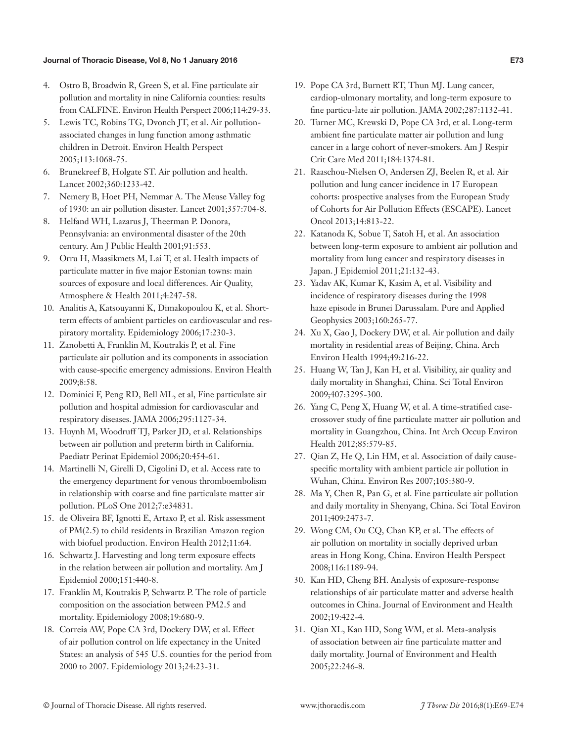4. Ostro B, Broadwin R, Green S, et al. Fine particulate air pollution and mortality in nine California counties: results from CALFINE. Environ Health Perspect 2006;114:29-33.
5. Lewis TC, Robins TG, Dvonch JT, et al. Air pollution-associated changes in lung function among asthmatic children in Detroit. Environ Health Perspect 2005;113:1068-75.
6. Brunekreef B, Holgate ST. Air pollution and health. Lancet 2002;360:1233-42.
7. Nemery B, Hoet PH, Nemmar A. The Meuse Valley fog of 1930: an air pollution disaster. Lancet 2001;357:704-8.
8. Helfand WH, Lazarus J, Theerman P. Donora, Pennsylvania: an environmental disaster of the 20th century. Am J Public Health 2001;91:553.
9. Orru H, Maasikmets M, Lai T, et al. Health impacts of particulate matter in five major Estonian towns: main sources of exposure and local differences. Air Quality, Atmosphere & Health 2011;4:247-58.
10. Analitis A, Katsouyanni K, Dimakopoulou K, et al. Short-term effects of ambient particles on cardiovascular and respiratory mortality. Epidemiology 2006;17:230-3.
11. Zanobetti A, Franklin M, Koutrakis P, et al. Fine particulate air pollution and its components in association with cause-specific emergency admissions. Environ Health 2009;8:58.
12. Dominici F, Peng RD, Bell ML, et al, Fine particulate air pollution and hospital admission for cardiovascular and respiratory diseases. JAMA 2006;295:1127-34.
13. Huynh M, Woodruff TJ, Parker JD, et al. Relationships between air pollution and preterm birth in California. Paediatr Perinat Epidemiol 2006;20:454-61.
14. Martinelli N, Girelli D, Cigolini D, et al. Access rate to the emergency department for venous thromboembolism in relationship with coarse and fine particulate matter air pollution. PLoS One 2012;7:e34831.
15. de Oliveira BF, Ignotti E, Artaxo P, et al. Risk assessment of PM(2.5) to child residents in Brazilian Amazon region with biofuel production. Environ Health 2012;11:64.
16. Schwartz J. Harvesting and long term exposure effects in the relation between air pollution and mortality. Am J Epidemiol 2000;151:440-8.
17. Franklin M, Koutrakis P, Schwartz P. The role of particle composition on the association between PM2.5 and mortality. Epidemiology 2008;19:680-9.
18. Correia AW, Pope CA 3rd, Dockery DW, et al. Effect of air pollution control on life expectancy in the United States: an analysis of 545 U.S. counties for the period from 2000 to 2007. Epidemiology 2013;24:23-31.
19. Pope CA 3rd, Burnett RT, Thun MJ. Lung cancer, cardiop-ulmonary mortality, and long-term exposure to fine particu-late air pollution. JAMA 2002;287:1132-41.
20. Turner MC, Krewski D, Pope CA 3rd, et al. Long-term ambient fine particulate matter air pollution and lung cancer in a large cohort of never-smokers. Am J Respir Crit Care Med 2011;184:1374-81.
21. Raaschou-Nielsen O, Andersen ZJ, Beelen R, et al. Air pollution and lung cancer incidence in 17 European cohorts: prospective analyses from the European Study of Cohorts for Air Pollution Effects (ESCAPE). Lancet Oncol 2013;14:813-22.
22. Katanoda K, Sobue T, Satoh H, et al. An association between long-term exposure to ambient air pollution and mortality from lung cancer and respiratory diseases in Japan. J Epidemiol 2011;21:132-43.
23. Yadav AK, Kumar K, Kasim A, et al. Visibility and incidence of respiratory diseases during the 1998 haze episode in Brunei Darussalam. Pure and Applied Geophysics 2003;160:265-77.
24. Xu X, Gao J, Dockery DW, et al. Air pollution and daily mortality in residential areas of Beijing, China. Arch Environ Health 1994;49:216-22.
25. Huang W, Tan J, Kan H, et al. Visibility, air quality and daily mortality in Shanghai, China. Sci Total Environ 2009;407:3295-300.
26. Yang C, Peng X, Huang W, et al. A time-stratified case-crossover study of fine particulate matter air pollution and mortality in Guangzhou, China. Int Arch Occup Environ Health 2012;85:579-85.
27. Qian Z, He Q, Lin HM, et al. Association of daily cause-specific mortality with ambient particle air pollution in Wuhan, China. Environ Res 2007;105:380-9.
28. Ma Y, Chen R, Pan G, et al. Fine particulate air pollution and daily mortality in Shenyang, China. Sci Total Environ 2011;409:2473-7.
29. Wong CM, Ou CQ, Chan KP, et al. The effects of air pollution on mortality in socially deprived urban areas in Hong Kong, China. Environ Health Perspect 2008;116:1189-94.
30. Kan HD, Cheng BH. Analysis of exposure-response relationships of air particulate matter and adverse health outcomes in China. Journal of Environment and Health 2002;19:422-4.
31. Qian XL, Kan HD, Song WM, et al. Meta-analysis of association between air fine particulate matter and daily mortality. Journal of Environment and Health 2005;22:246-8.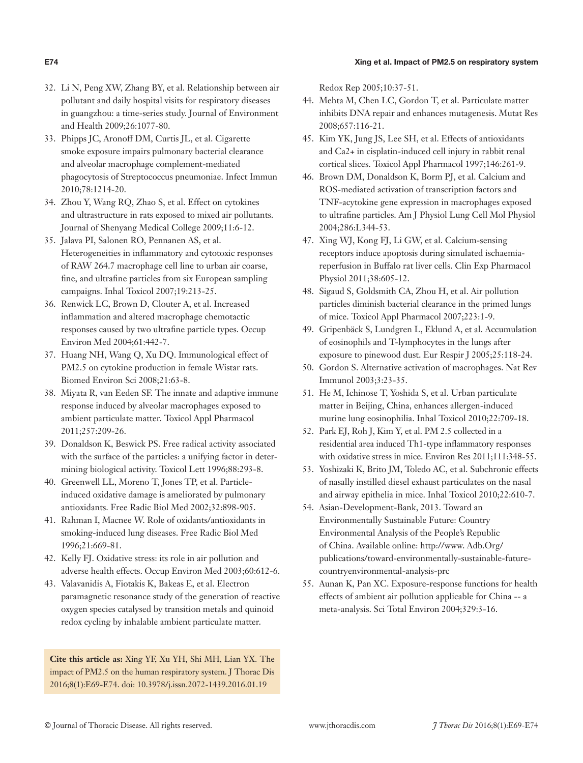32. Li N, Peng XW, Zhang BY, et al. Relationship between air pollutant and daily hospital visits for respiratory diseases in guangzhou: a time-series study. Journal of Environment and Health 2009;26:1077-80.
33. Phipps JC, Aronoff DM, Curtis JL, et al. Cigarette smoke exposure impairs pulmonary bacterial clearance and alveolar macrophage complement-mediated phagocytosis of Streptococcus pneumoniae. Infect Immun 2010;78:1214-20.
34. Zhou Y, Wang RQ, Zhao S, et al. Effect on cytokines and ultrastructure in rats exposed to mixed air pollutants. Journal of Shenyang Medical College 2009;11:6-12.
35. Jalava PI, Salonen RO, Pennanen AS, et al. Heterogeneities in inflammatory and cytotoxic responses of RAW 264.7 macrophage cell line to urban air coarse, fine, and ultrafine particles from six European sampling campaigns. Inhal Toxicol 2007;19:213-25.
36. Renwick LC, Brown D, Clouter A, et al. Increased inflammation and altered macrophage chemotactic responses caused by two ultrafine particle types. Occup Environ Med 2004;61:442-7.
37. Huang NH, Wang Q, Xu DQ. Immunological effect of PM2.5 on cytokine production in female Wistar rats. Biomed Environ Sci 2008;21:63-8.
38. Miyata R, van Eeden SF. The innate and adaptive immune response induced by alveolar macrophages exposed to ambient particulate matter. Toxicol Appl Pharmacol 2011;257:209-26.
39. Donaldson K, Beswick PS. Free radical activity associated with the surface of the particles: a unifying factor in determining biological activity. Toxicol Lett 1996;88:293-8.
40. Greenwell LL, Moreno T, Jones TP, et al. Particle-induced oxidative damage is ameliorated by pulmonary antioxidants. Free Radic Biol Med 2002;32:898-905.
41. Rahman I, Macnee W. Role of oxidants/antioxidants in smoking-induced lung diseases. Free Radic Biol Med 1996;21:669-81.
42. Kelly FJ. Oxidative stress: its role in air pollution and adverse health effects. Occup Environ Med 2003;60:612-6.
43. Valavanidis A, Fiotakis K, Bakeas E, et al. Electron paramagnetic resonance study of the generation of reactive oxygen species catalysed by transition metals and quinoid redox cycling by inhalable ambient particulate matter. Redox Rep 2005;10:37-51.
44. Mehta M, Chen LC, Gordon T, et al. Particulate matter inhibits DNA repair and enhances mutagenesis. Mutat Res 2008;657:116-21.
45. Kim YK, Jung JS, Lee SH, et al. Effects of antioxidants and Ca2+ in cisplatin-induced cell injury in rabbit renal cortical slices. Toxicol Appl Pharmacol 1997;146:261-9.
46. Brown DM, Donaldson K, Borm PJ, et al. Calcium and ROS-mediated activation of transcription factors and TNF-acytokine gene expression in macrophages exposed to ultrafine particles. Am J Physiol Lung Cell Mol Physiol 2004;286:L344-53.
47. Xing WJ, Kong FJ, Li GW, et al. Calcium-sensing receptors induce apoptosis during simulated ischaemia-reperfusion in Buffalo rat liver cells. Clin Exp Pharmacol Physiol 2011;38:605-12.
48. Sigaud S, Goldsmith CA, Zhou H, et al. Air pollution particles diminish bacterial clearance in the primed lungs of mice. Toxicol Appl Pharmacol 2007;223:1-9.
49. Gripenbäck S, Lundgren L, Eklund A, et al. Accumulation of eosinophils and T-lymphocytes in the lungs after exposure to pinewood dust. Eur Respir J 2005;25:118-24.
50. Gordon S. Alternative activation of macrophages. Nat Rev Immunol 2003;3:23-35.
51. He M, Ichinose T, Yoshida S, et al. Urban particulate matter in Beijing, China, enhances allergen-induced murine lung eosinophilia. Inhal Toxicol 2010;22:709-18.
52. Park EJ, Roh J, Kim Y, et al. PM 2.5 collected in a residential area induced Th1-type inflammatory responses with oxidative stress in mice. Environ Res 2011;111:348-55.
53. Yoshizaki K, Brito JM, Toledo AC, et al. Subchronic effects of nasally instilled diesel exhaust particulates on the nasal and airway epithelia in mice. Inhal Toxicol 2010;22:610-7.
54. Asian-Development-Bank, 2013. Toward an Environmentally Sustainable Future: Country Environmental Analysis of the People's Republic of China. Available online: http://www. Adb.Org/publications/toward-environmentally-sustainable-future-countryenvironmental-analysis-prc
55. Aunan K, Pan XC. Exposure-response functions for health effects of ambient air pollution applicable for China -- a meta-analysis. Sci Total Environ 2004;329:3-16.

**Cite this article as:** Xing YF, Xu YH, Shi MH, Lian YX. The impact of PM2.5 on the human respiratory system. J Thorac Dis 2016;8(1):E69-E74. doi: 10.3978/j.issn.2072-1439.2016.01.19